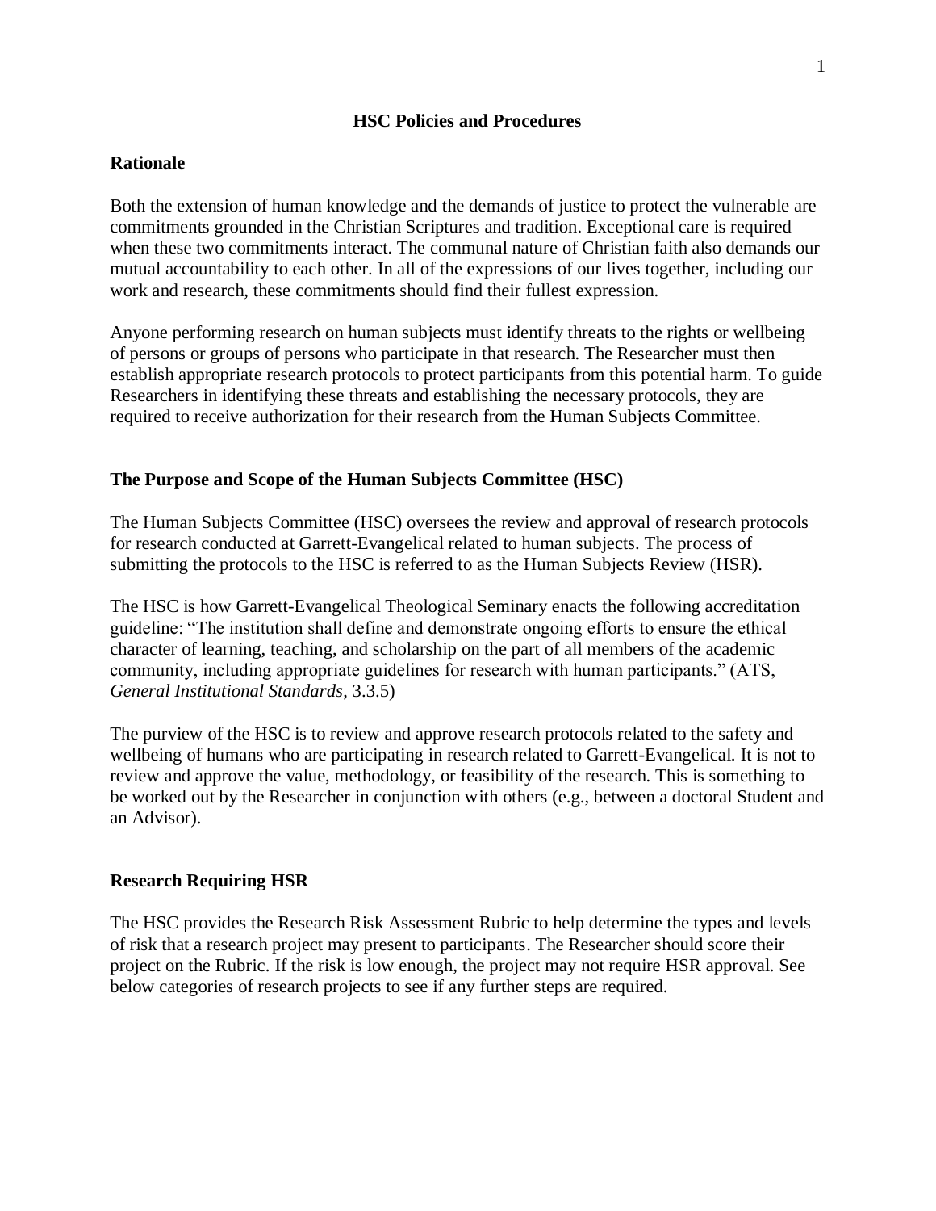# HSC Policies and Procedures

## Rationale

Both the extension of human knowledge and the demands of justice to protect the vulnerable are commitments grounded in the Christian Scriptures and tradition. Exceptional care is required when these two commitments interact. The communal nature of Christian faith also demands our mutual accountability to each other. In all of the expressions of our lives together, including our work and research, these commitments should find their fullest expression.

Anyone performing research on human subjects must identify threats to the rights or wellbeing of persons or groups of persons who participate in that research. The Researcher must then establish appropriate research protocols to protect participants from this potential harm. To guide Researchers in identifying these threats and establishing the necessary protocols, they are required to receive authorization for their research from the Human Subjects Committee.

## The Purpose and Scope of the Human Subjects Committee (HSC)

The Human Subjects Committee (HSC) oversees the review and approval of research protocols for research conducted at Garrett-Evangelical related to human subjects. The process of submitting the protocols to the HSC is referred to as the Human Subjects Review (HSR).

The HSC is how Garrett-Evangelical Theological Seminary enacts the following accreditation guideline: "The institution shall define and demonstrate ongoing efforts to ensure the ethical character of learning, teaching, and scholarship on the part of all members of the academic community, including appropriate guidelines for research with human participants." (ATS, *General Institutional Standards*, 3.3.5)

The purview of the HSC is to review and approve research protocols related to the safety and wellbeing of humans who are participating in research related to Garrett-Evangelical. It is not to review and approve the value, methodology, or feasibility of the research. This is something to be worked out by the Researcher in conjunction with others (e.g., between a doctoral Student and an Advisor).

## Research Requiring HSR

The HSC provides the Research Risk Assessment Rubric to help determine the types and levels of risk that a research project may present to participants. The Researcher should score their project on the Rubric. If the risk is low enough, the project may not require HSR approval. See below categories of research projects to see if any further steps are required.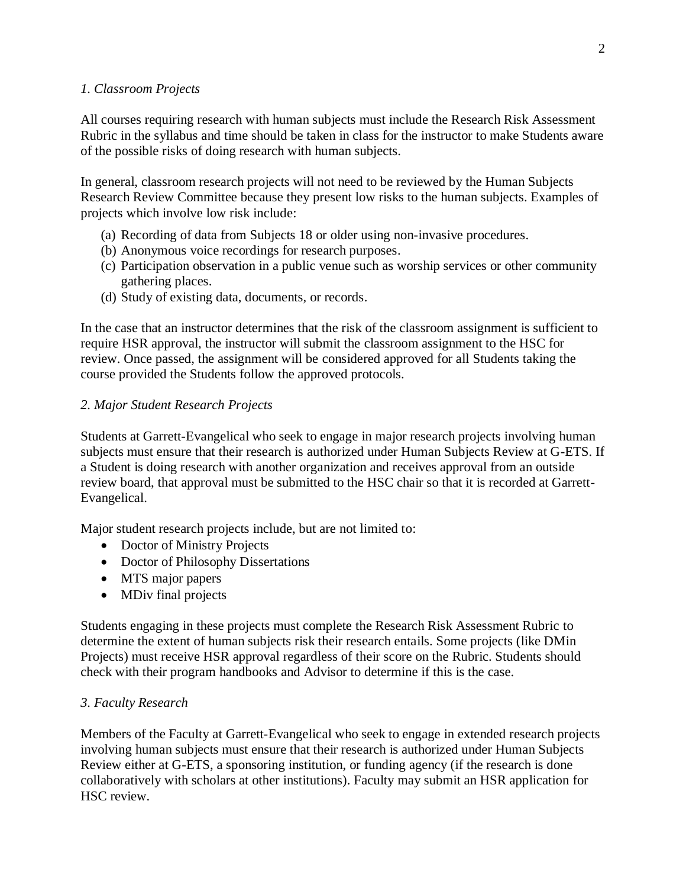*1. Classroom Projects*

All courses requiring research with human subjects must include the Research Risk Assessment Rubric in the syllabus and time should be taken in class for the instructor to make Students aware of the possible risks of doing research with human subjects.

In general, classroom research projects will not need to be reviewed by the Human Subjects Research Review Committee because they present low risks to the human subjects. Examples of projects which involve low risk include:

(a) Recording of data from Subjects 18 or older using non-invasive procedures.
(b) Anonymous voice recordings for research purposes.
(c) Participation observation in a public venue such as worship services or other community gathering places.
(d) Study of existing data, documents, or records.

In the case that an instructor determines that the risk of the classroom assignment is sufficient to require HSR approval, the instructor will submit the classroom assignment to the HSC for review. Once passed, the assignment will be considered approved for all Students taking the course provided the Students follow the approved protocols.

*2. Major Student Research Projects*

Students at Garrett-Evangelical who seek to engage in major research projects involving human subjects must ensure that their research is authorized under Human Subjects Review at G-ETS. If a Student is doing research with another organization and receives approval from an outside review board, that approval must be submitted to the HSC chair so that it is recorded at Garrett-Evangelical.

Major student research projects include, but are not limited to:

- Doctor of Ministry Projects
- Doctor of Philosophy Dissertations
- MTS major papers
- MDiv final projects

Students engaging in these projects must complete the Research Risk Assessment Rubric to determine the extent of human subjects risk their research entails. Some projects (like DMin Projects) must receive HSR approval regardless of their score on the Rubric. Students should check with their program handbooks and Advisor to determine if this is the case.

*3. Faculty Research*

Members of the Faculty at Garrett-Evangelical who seek to engage in extended research projects involving human subjects must ensure that their research is authorized under Human Subjects Review either at G-ETS, a sponsoring institution, or funding agency (if the research is done collaboratively with scholars at other institutions). Faculty may submit an HSR application for HSC review.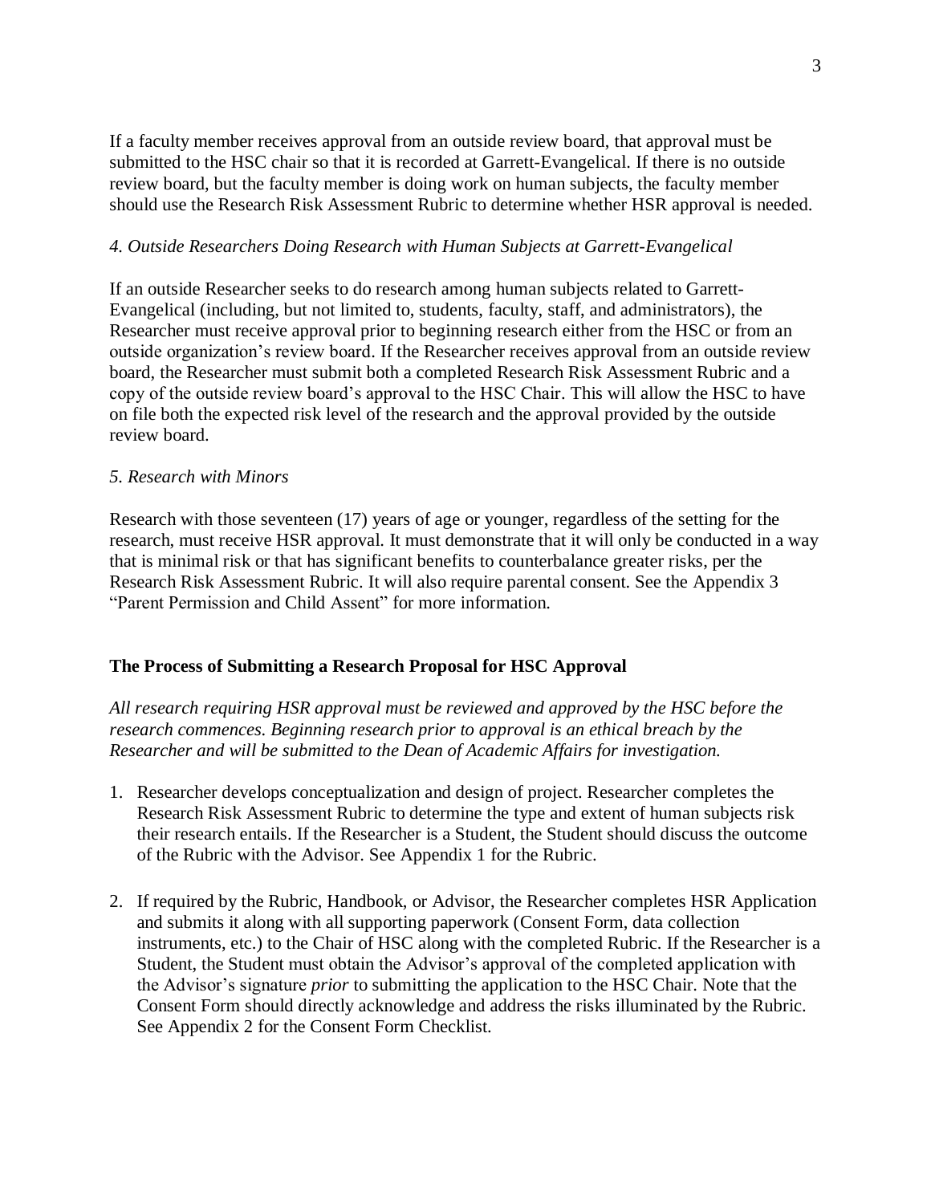If a faculty member receives approval from an outside review board, that approval must be submitted to the HSC chair so that it is recorded at Garrett-Evangelical. If there is no outside review board, but the faculty member is doing work on human subjects, the faculty member should use the Research Risk Assessment Rubric to determine whether HSR approval is needed.

*4. Outside Researchers Doing Research with Human Subjects at Garrett-Evangelical*

If an outside Researcher seeks to do research among human subjects related to Garrett-Evangelical (including, but not limited to, students, faculty, staff, and administrators), the Researcher must receive approval prior to beginning research either from the HSC or from an outside organization's review board. If the Researcher receives approval from an outside review board, the Researcher must submit both a completed Research Risk Assessment Rubric and a copy of the outside review board's approval to the HSC Chair. This will allow the HSC to have on file both the expected risk level of the research and the approval provided by the outside review board.

*5. Research with Minors*

Research with those seventeen (17) years of age or younger, regardless of the setting for the research, must receive HSR approval. It must demonstrate that it will only be conducted in a way that is minimal risk or that has significant benefits to counterbalance greater risks, per the Research Risk Assessment Rubric. It will also require parental consent. See the Appendix 3 "Parent Permission and Child Assent" for more information.

## The Process of Submitting a Research Proposal for HSC Approval

*All research requiring HSR approval must be reviewed and approved by the HSC before the research commences. Beginning research prior to approval is an ethical breach by the Researcher and will be submitted to the Dean of Academic Affairs for investigation.*

1. Researcher develops conceptualization and design of project. Researcher completes the Research Risk Assessment Rubric to determine the type and extent of human subjects risk their research entails. If the Researcher is a Student, the Student should discuss the outcome of the Rubric with the Advisor. See Appendix 1 for the Rubric.

2. If required by the Rubric, Handbook, or Advisor, the Researcher completes HSR Application and submits it along with all supporting paperwork (Consent Form, data collection instruments, etc.) to the Chair of HSC along with the completed Rubric. If the Researcher is a Student, the Student must obtain the Advisor's approval of the completed application with the Advisor's signature *prior* to submitting the application to the HSC Chair. Note that the Consent Form should directly acknowledge and address the risks illuminated by the Rubric. See Appendix 2 for the Consent Form Checklist.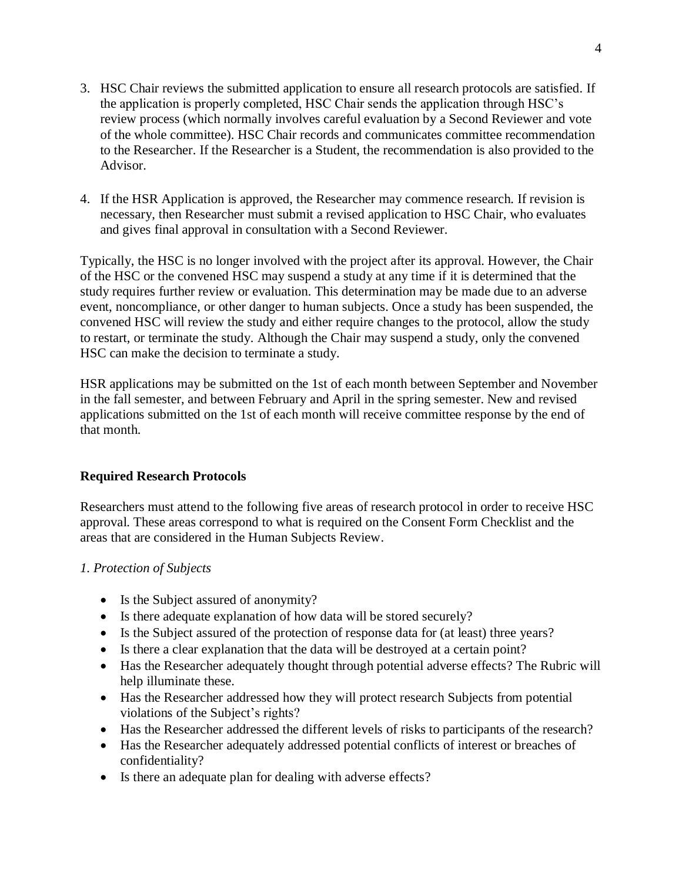3. HSC Chair reviews the submitted application to ensure all research protocols are satisfied. If the application is properly completed, HSC Chair sends the application through HSC's review process (which normally involves careful evaluation by a Second Reviewer and vote of the whole committee). HSC Chair records and communicates committee recommendation to the Researcher. If the Researcher is a Student, the recommendation is also provided to the Advisor.

4. If the HSR Application is approved, the Researcher may commence research. If revision is necessary, then Researcher must submit a revised application to HSC Chair, who evaluates and gives final approval in consultation with a Second Reviewer.

Typically, the HSC is no longer involved with the project after its approval. However, the Chair of the HSC or the convened HSC may suspend a study at any time if it is determined that the study requires further review or evaluation. This determination may be made due to an adverse event, noncompliance, or other danger to human subjects. Once a study has been suspended, the convened HSC will review the study and either require changes to the protocol, allow the study to restart, or terminate the study. Although the Chair may suspend a study, only the convened HSC can make the decision to terminate a study.

HSR applications may be submitted on the 1st of each month between September and November in the fall semester, and between February and April in the spring semester. New and revised applications submitted on the 1st of each month will receive committee response by the end of that month.

**Required Research Protocols**

Researchers must attend to the following five areas of research protocol in order to receive HSC approval. These areas correspond to what is required on the Consent Form Checklist and the areas that are considered in the Human Subjects Review.

*1. Protection of Subjects*

- Is the Subject assured of anonymity?
- Is there adequate explanation of how data will be stored securely?
- Is the Subject assured of the protection of response data for (at least) three years?
- Is there a clear explanation that the data will be destroyed at a certain point?
- Has the Researcher adequately thought through potential adverse effects? The Rubric will help illuminate these.
- Has the Researcher addressed how they will protect research Subjects from potential violations of the Subject's rights?
- Has the Researcher addressed the different levels of risks to participants of the research?
- Has the Researcher adequately addressed potential conflicts of interest or breaches of confidentiality?
- Is there an adequate plan for dealing with adverse effects?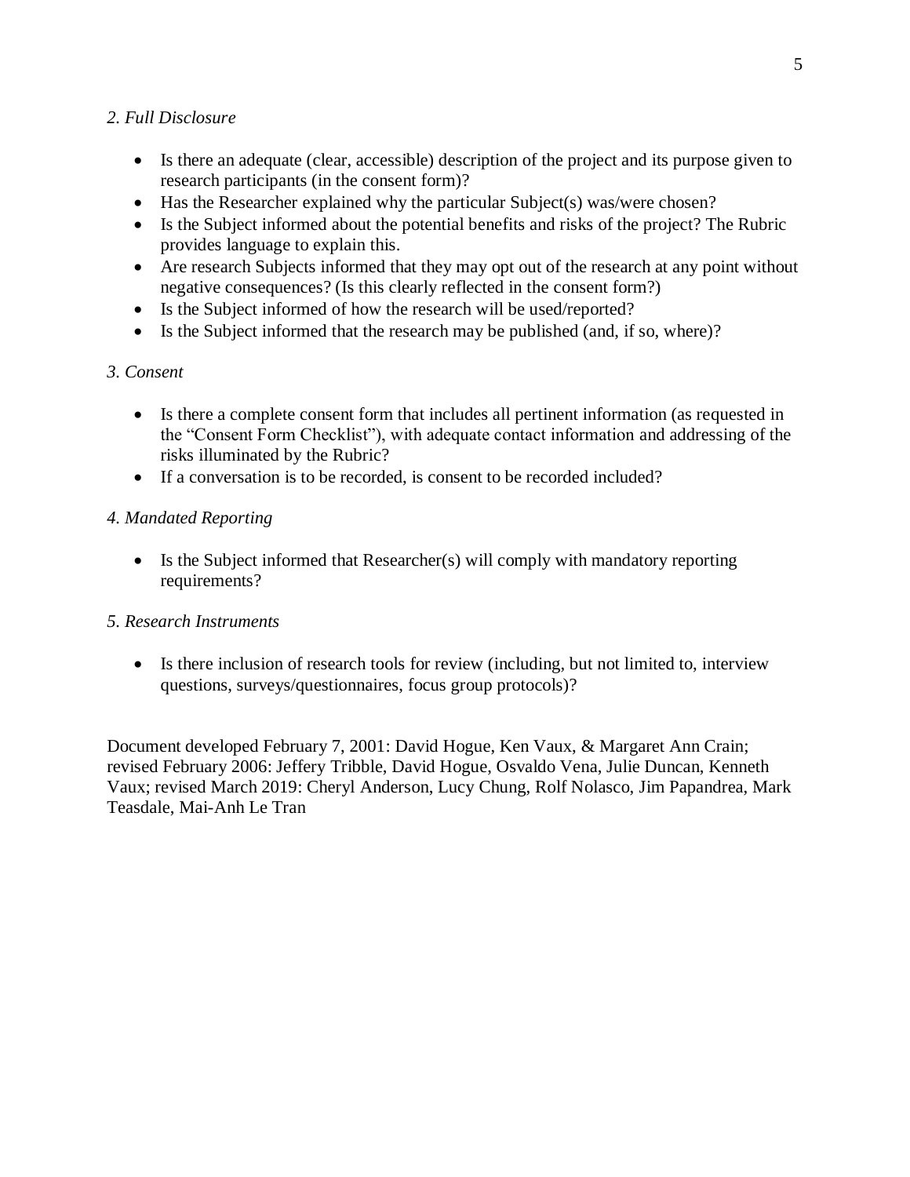*2. Full Disclosure*

- Is there an adequate (clear, accessible) description of the project and its purpose given to research participants (in the consent form)?
- Has the Researcher explained why the particular Subject(s) was/were chosen?
- Is the Subject informed about the potential benefits and risks of the project? The Rubric provides language to explain this.
- Are research Subjects informed that they may opt out of the research at any point without negative consequences? (Is this clearly reflected in the consent form?)
- Is the Subject informed of how the research will be used/reported?
- Is the Subject informed that the research may be published (and, if so, where)?

*3. Consent*

- Is there a complete consent form that includes all pertinent information (as requested in the "Consent Form Checklist"), with adequate contact information and addressing of the risks illuminated by the Rubric?
- If a conversation is to be recorded, is consent to be recorded included?

*4. Mandated Reporting*

- Is the Subject informed that Researcher(s) will comply with mandatory reporting requirements?

*5. Research Instruments*

- Is there inclusion of research tools for review (including, but not limited to, interview questions, surveys/questionnaires, focus group protocols)?

Document developed February 7, 2001: David Hogue, Ken Vaux, & Margaret Ann Crain; revised February 2006: Jeffery Tribble, David Hogue, Osvaldo Vena, Julie Duncan, Kenneth Vaux; revised March 2019: Cheryl Anderson, Lucy Chung, Rolf Nolasco, Jim Papandrea, Mark Teasdale, Mai-Anh Le Tran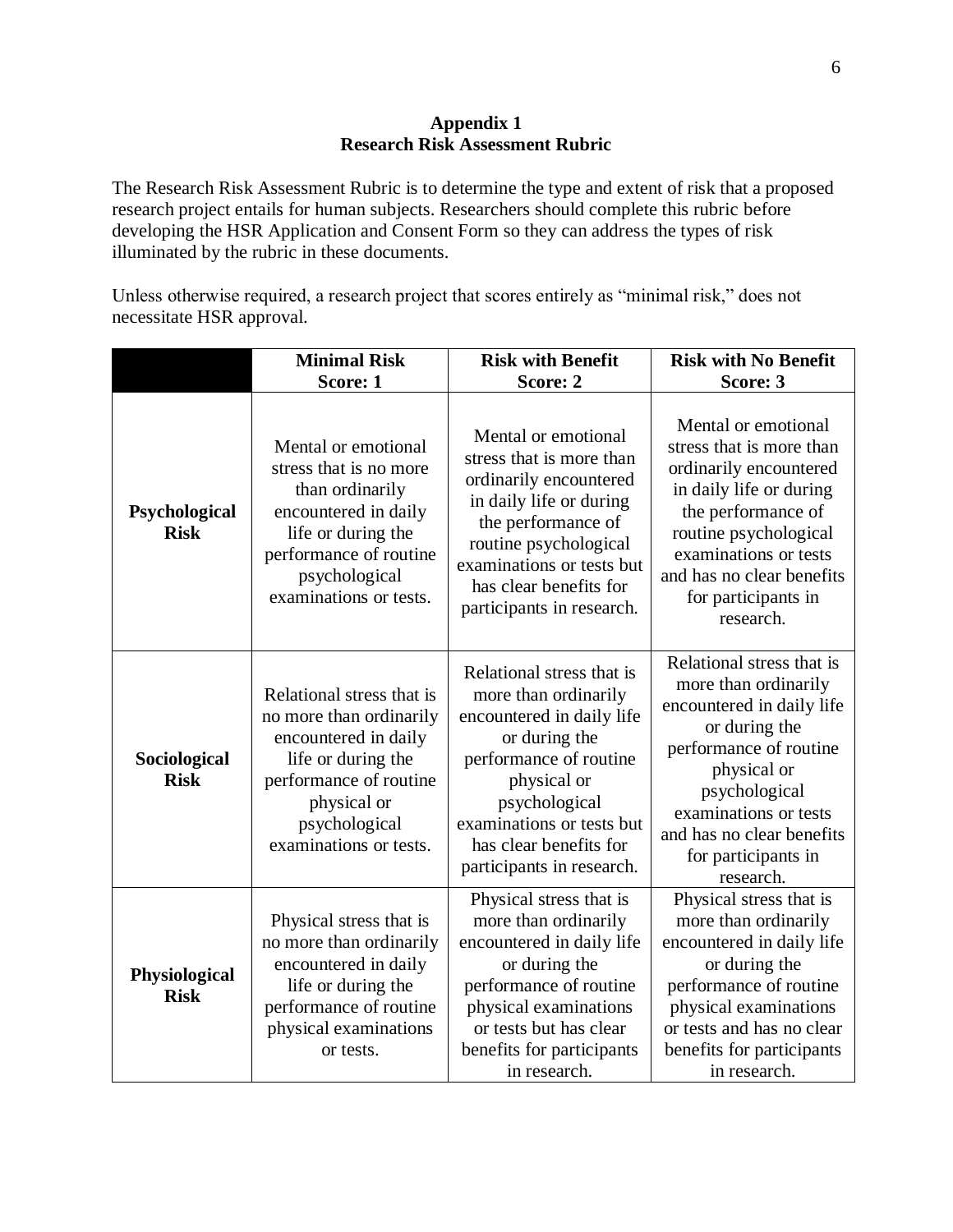# Appendix 1
## Research Risk Assessment Rubric

The Research Risk Assessment Rubric is to determine the type and extent of risk that a proposed research project entails for human subjects. Researchers should complete this rubric before developing the HSR Application and Consent Form so they can address the types of risk illuminated by the rubric in these documents.

Unless otherwise required, a research project that scores entirely as "minimal risk," does not necessitate HSR approval.

| | **Minimal Risk Score: 1** | **Risk with Benefit Score: 2** | **Risk with No Benefit Score: 3** |
|---|---|---|---|
| **Psychological Risk** | Mental or emotional stress that is no more than ordinarily encountered in daily life or during the performance of routine psychological examinations or tests. | Mental or emotional stress that is more than ordinarily encountered in daily life or during the performance of routine psychological examinations or tests but has clear benefits for participants in research. | Mental or emotional stress that is more than ordinarily encountered in daily life or during the performance of routine psychological examinations or tests and has no clear benefits for participants in research. |
| **Sociological Risk** | Relational stress that is no more than ordinarily encountered in daily life or during the performance of routine physical or psychological examinations or tests. | Relational stress that is more than ordinarily encountered in daily life or during the performance of routine physical or psychological examinations or tests but has clear benefits for participants in research. | Relational stress that is more than ordinarily encountered in daily life or during the performance of routine physical or psychological examinations or tests and has no clear benefits for participants in research. |
| **Physiological Risk** | Physical stress that is no more than ordinarily encountered in daily life or during the performance of routine physical examinations or tests. | Physical stress that is more than ordinarily encountered in daily life or during the performance of routine physical examinations or tests but has clear benefits for participants in research. | Physical stress that is more than ordinarily encountered in daily life or during the performance of routine physical examinations or tests and has no clear benefits for participants in research. |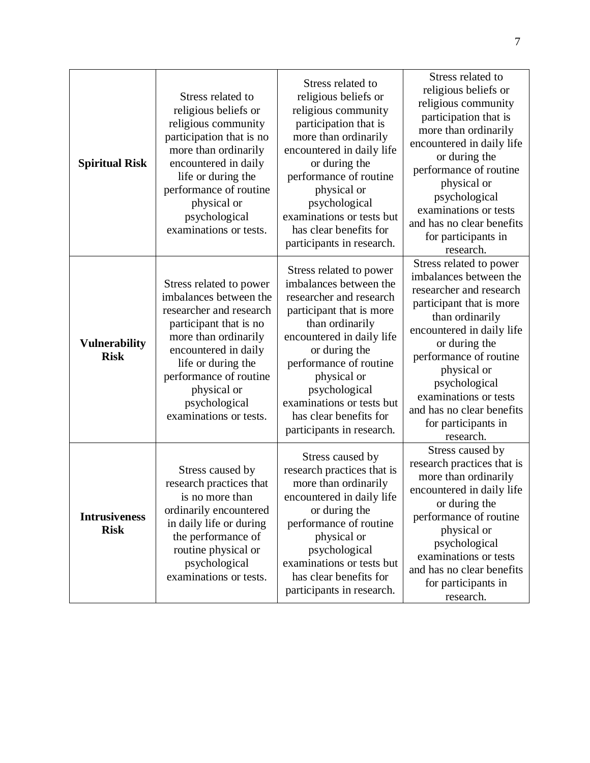| | | | |
|---|---|---|---|
| **Spiritual Risk** | Stress related to religious beliefs or religious community participation that is no more than ordinarily encountered in daily life or during the performance of routine physical or psychological examinations or tests. | Stress related to religious beliefs or religious community participation that is more than ordinarily encountered in daily life or during the performance of routine physical or psychological examinations or tests but has clear benefits for participants in research. | Stress related to religious beliefs or religious community participation that is more than ordinarily encountered in daily life or during the performance of routine physical or psychological examinations or tests and has no clear benefits for participants in research. |
| **Vulnerability Risk** | Stress related to power imbalances between the researcher and research participant that is no more than ordinarily encountered in daily life or during the performance of routine physical or psychological examinations or tests. | Stress related to power imbalances between the researcher and research participant that is more than ordinarily encountered in daily life or during the performance of routine physical or psychological examinations or tests but has clear benefits for participants in research. | Stress related to power imbalances between the researcher and research participant that is more than ordinarily encountered in daily life or during the performance of routine physical or psychological examinations or tests and has no clear benefits for participants in research. |
| **Intrusiveness Risk** | Stress caused by research practices that is no more than ordinarily encountered in daily life or during the performance of routine physical or psychological examinations or tests. | Stress caused by research practices that is more than ordinarily encountered in daily life or during the performance of routine physical or psychological examinations or tests but has clear benefits for participants in research. | Stress caused by research practices that is more than ordinarily encountered in daily life or during the performance of routine physical or psychological examinations or tests and has no clear benefits for participants in research. |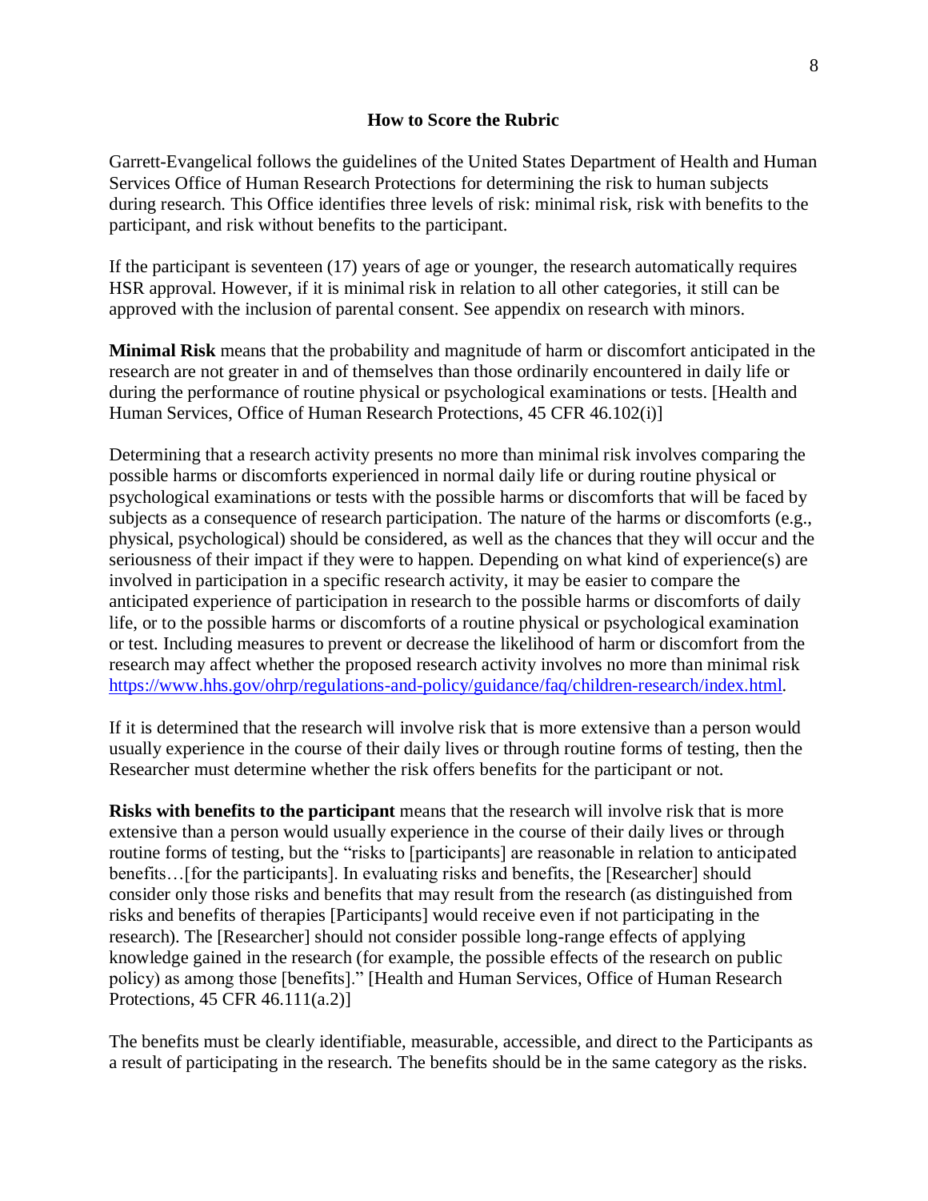## How to Score the Rubric

Garrett-Evangelical follows the guidelines of the United States Department of Health and Human Services Office of Human Research Protections for determining the risk to human subjects during research. This Office identifies three levels of risk: minimal risk, risk with benefits to the participant, and risk without benefits to the participant.

If the participant is seventeen (17) years of age or younger, the research automatically requires HSR approval. However, if it is minimal risk in relation to all other categories, it still can be approved with the inclusion of parental consent. See appendix on research with minors.

**Minimal Risk** means that the probability and magnitude of harm or discomfort anticipated in the research are not greater in and of themselves than those ordinarily encountered in daily life or during the performance of routine physical or psychological examinations or tests. [Health and Human Services, Office of Human Research Protections, 45 CFR 46.102(i)]

Determining that a research activity presents no more than minimal risk involves comparing the possible harms or discomforts experienced in normal daily life or during routine physical or psychological examinations or tests with the possible harms or discomforts that will be faced by subjects as a consequence of research participation. The nature of the harms or discomforts (e.g., physical, psychological) should be considered, as well as the chances that they will occur and the seriousness of their impact if they were to happen. Depending on what kind of experience(s) are involved in participation in a specific research activity, it may be easier to compare the anticipated experience of participation in research to the possible harms or discomforts of daily life, or to the possible harms or discomforts of a routine physical or psychological examination or test. Including measures to prevent or decrease the likelihood of harm or discomfort from the research may affect whether the proposed research activity involves no more than minimal risk https://www.hhs.gov/ohrp/regulations-and-policy/guidance/faq/children-research/index.html.

If it is determined that the research will involve risk that is more extensive than a person would usually experience in the course of their daily lives or through routine forms of testing, then the Researcher must determine whether the risk offers benefits for the participant or not.

**Risks with benefits to the participant** means that the research will involve risk that is more extensive than a person would usually experience in the course of their daily lives or through routine forms of testing, but the "risks to [participants] are reasonable in relation to anticipated benefits…[for the participants]. In evaluating risks and benefits, the [Researcher] should consider only those risks and benefits that may result from the research (as distinguished from risks and benefits of therapies [Participants] would receive even if not participating in the research). The [Researcher] should not consider possible long-range effects of applying knowledge gained in the research (for example, the possible effects of the research on public policy) as among those [benefits]." [Health and Human Services, Office of Human Research Protections, 45 CFR 46.111(a.2)]

The benefits must be clearly identifiable, measurable, accessible, and direct to the Participants as a result of participating in the research. The benefits should be in the same category as the risks.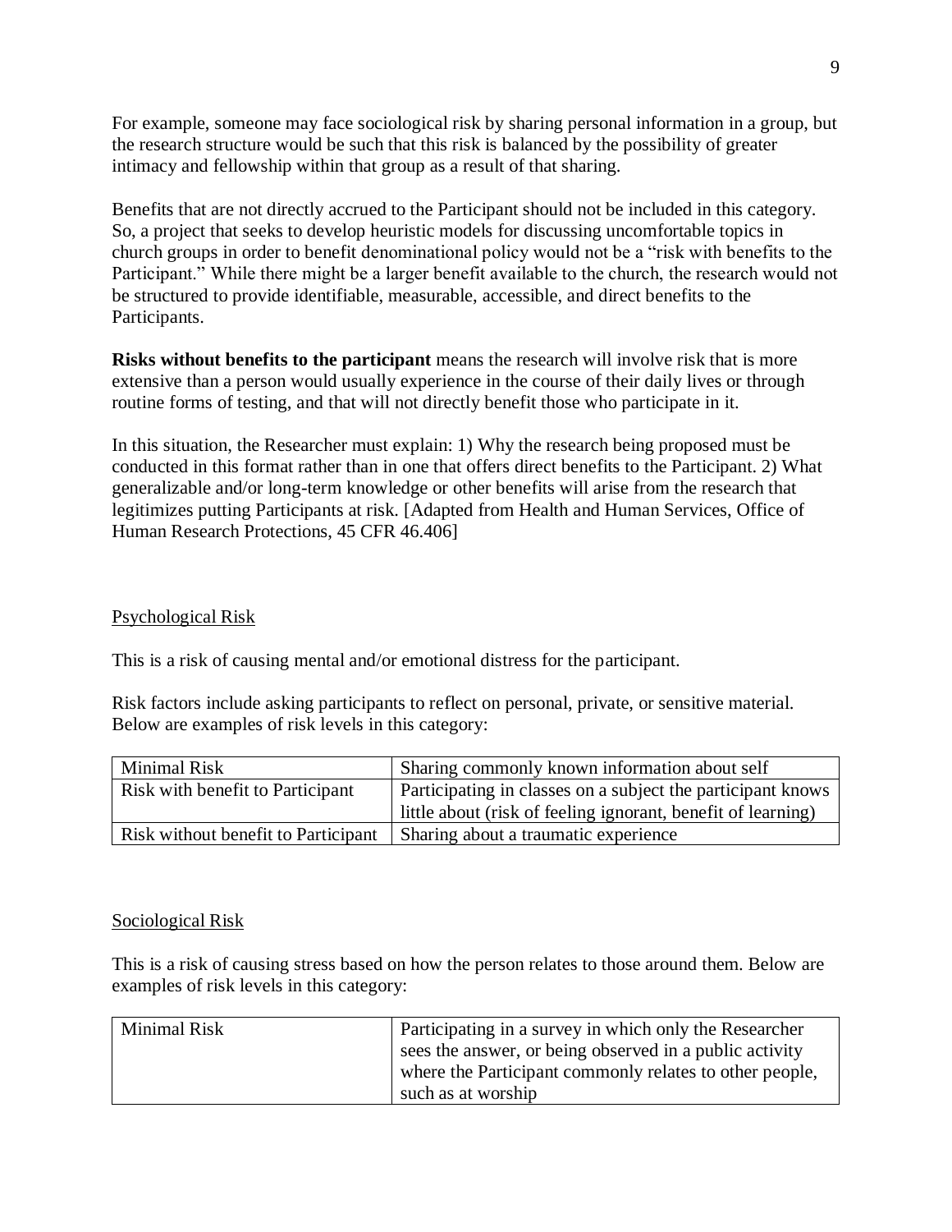For example, someone may face sociological risk by sharing personal information in a group, but the research structure would be such that this risk is balanced by the possibility of greater intimacy and fellowship within that group as a result of that sharing.

Benefits that are not directly accrued to the Participant should not be included in this category. So, a project that seeks to develop heuristic models for discussing uncomfortable topics in church groups in order to benefit denominational policy would not be a "risk with benefits to the Participant." While there might be a larger benefit available to the church, the research would not be structured to provide identifiable, measurable, accessible, and direct benefits to the Participants.

**Risks without benefits to the participant** means the research will involve risk that is more extensive than a person would usually experience in the course of their daily lives or through routine forms of testing, and that will not directly benefit those who participate in it.

In this situation, the Researcher must explain: 1) Why the research being proposed must be conducted in this format rather than in one that offers direct benefits to the Participant. 2) What generalizable and/or long-term knowledge or other benefits will arise from the research that legitimizes putting Participants at risk. [Adapted from Health and Human Services, Office of Human Research Protections, 45 CFR 46.406]

<u>Psychological Risk</u>

This is a risk of causing mental and/or emotional distress for the participant.

Risk factors include asking participants to reflect on personal, private, or sensitive material. Below are examples of risk levels in this category:

| | |
|---|---|
| Minimal Risk | Sharing commonly known information about self |
| Risk with benefit to Participant | Participating in classes on a subject the participant knows little about (risk of feeling ignorant, benefit of learning) |
| Risk without benefit to Participant | Sharing about a traumatic experience |

<u>Sociological Risk</u>

This is a risk of causing stress based on how the person relates to those around them. Below are examples of risk levels in this category:

| | |
|---|---|
| Minimal Risk | Participating in a survey in which only the Researcher sees the answer, or being observed in a public activity where the Participant commonly relates to other people, such as at worship |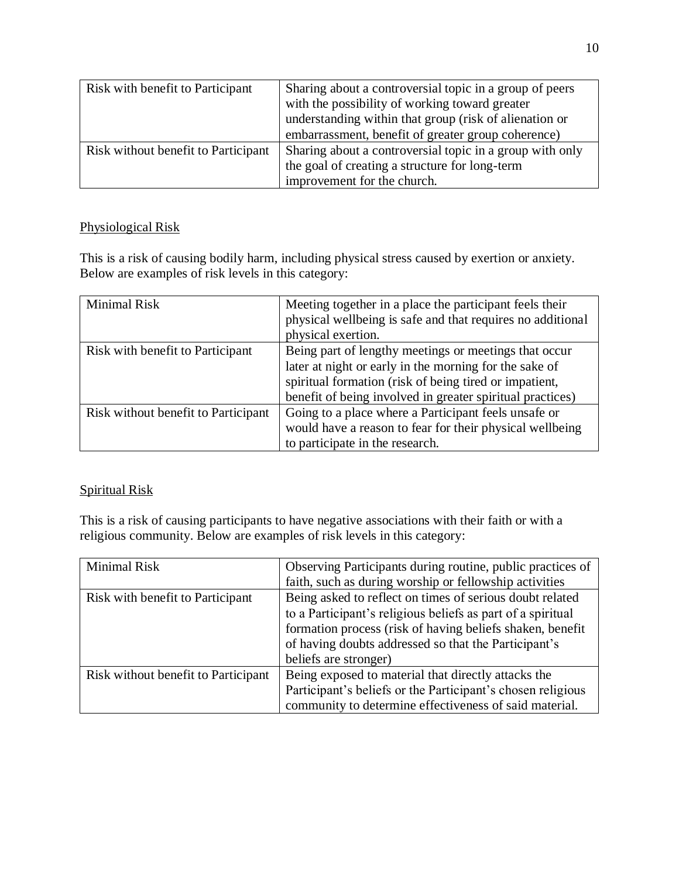| Risk with benefit to Participant | Sharing about a controversial topic in a group of peers with the possibility of working toward greater understanding within that group (risk of alienation or embarrassment, benefit of greater group coherence) |
| --- | --- |
| Risk without benefit to Participant | Sharing about a controversial topic in a group with only the goal of creating a structure for long-term improvement for the church. |

<u>Physiological Risk</u>

This is a risk of causing bodily harm, including physical stress caused by exertion or anxiety. Below are examples of risk levels in this category:

| Minimal Risk | Meeting together in a place the participant feels their physical wellbeing is safe and that requires no additional physical exertion. |
| --- | --- |
| Risk with benefit to Participant | Being part of lengthy meetings or meetings that occur later at night or early in the morning for the sake of spiritual formation (risk of being tired or impatient, benefit of being involved in greater spiritual practices) |
| Risk without benefit to Participant | Going to a place where a Participant feels unsafe or would have a reason to fear for their physical wellbeing to participate in the research. |

<u>Spiritual Risk</u>

This is a risk of causing participants to have negative associations with their faith or with a religious community. Below are examples of risk levels in this category:

| Minimal Risk | Observing Participants during routine, public practices of faith, such as during worship or fellowship activities |
| --- | --- |
| Risk with benefit to Participant | Being asked to reflect on times of serious doubt related to a Participant's religious beliefs as part of a spiritual formation process (risk of having beliefs shaken, benefit of having doubts addressed so that the Participant's beliefs are stronger) |
| Risk without benefit to Participant | Being exposed to material that directly attacks the Participant's beliefs or the Participant's chosen religious community to determine effectiveness of said material. |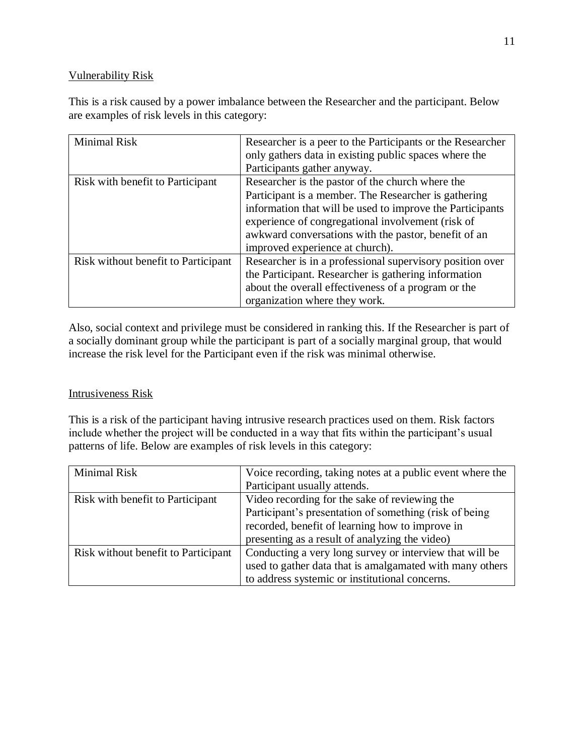Vulnerability Risk

This is a risk caused by a power imbalance between the Researcher and the participant. Below are examples of risk levels in this category:

| | |
|---|---|
| Minimal Risk | Researcher is a peer to the Participants or the Researcher only gathers data in existing public spaces where the Participants gather anyway. |
| Risk with benefit to Participant | Researcher is the pastor of the church where the Participant is a member. The Researcher is gathering information that will be used to improve the Participants experience of congregational involvement (risk of awkward conversations with the pastor, benefit of an improved experience at church). |
| Risk without benefit to Participant | Researcher is in a professional supervisory position over the Participant. Researcher is gathering information about the overall effectiveness of a program or the organization where they work. |

Also, social context and privilege must be considered in ranking this. If the Researcher is part of a socially dominant group while the participant is part of a socially marginal group, that would increase the risk level for the Participant even if the risk was minimal otherwise.

Intrusiveness Risk

This is a risk of the participant having intrusive research practices used on them. Risk factors include whether the project will be conducted in a way that fits within the participant's usual patterns of life. Below are examples of risk levels in this category:

| | |
|---|---|
| Minimal Risk | Voice recording, taking notes at a public event where the Participant usually attends. |
| Risk with benefit to Participant | Video recording for the sake of reviewing the Participant's presentation of something (risk of being recorded, benefit of learning how to improve in presenting as a result of analyzing the video) |
| Risk without benefit to Participant | Conducting a very long survey or interview that will be used to gather data that is amalgamated with many others to address systemic or institutional concerns. |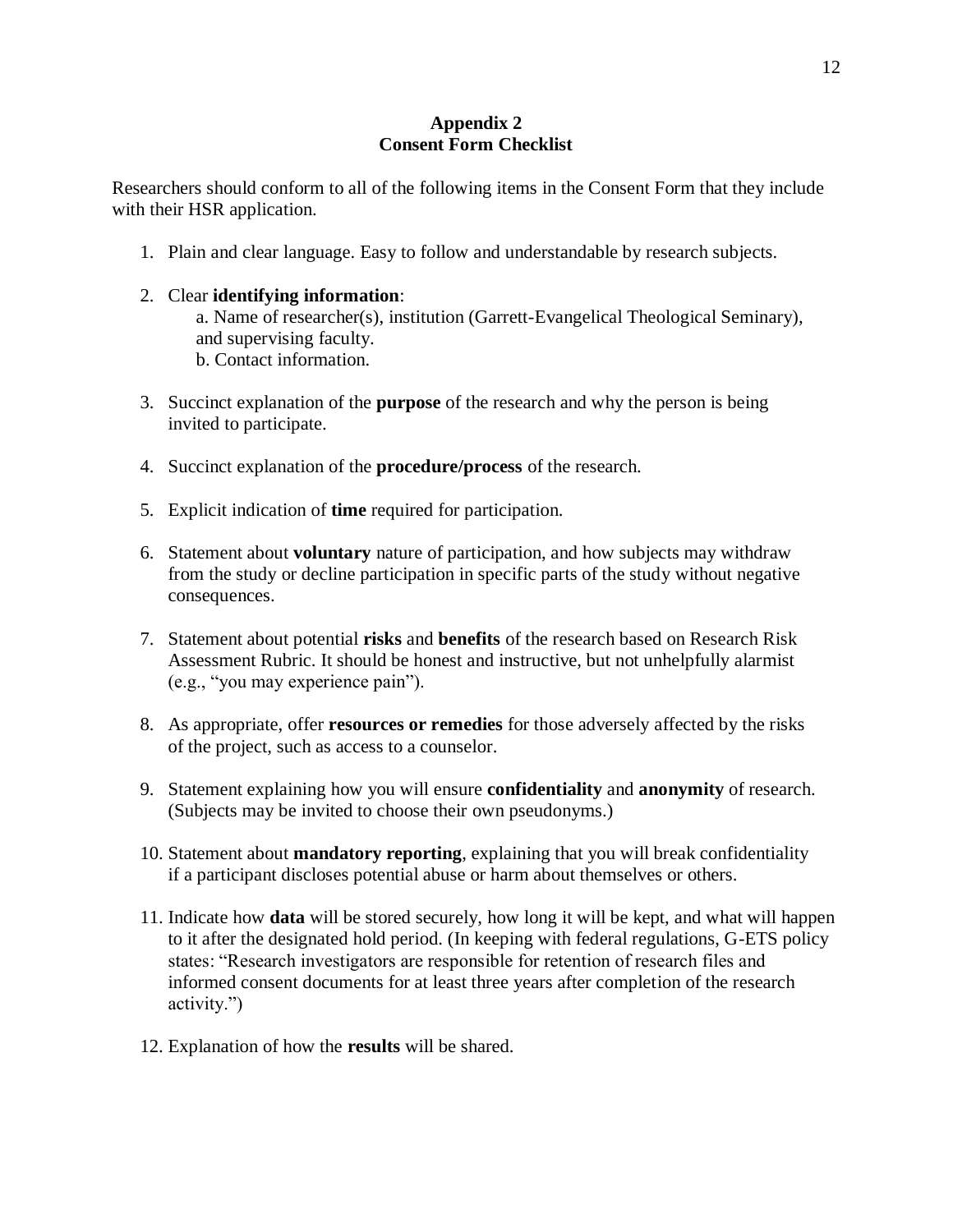## Appendix 2
## Consent Form Checklist

Researchers should conform to all of the following items in the Consent Form that they include with their HSR application.

1. Plain and clear language. Easy to follow and understandable by research subjects.

2. Clear **identifying information**:
   a. Name of researcher(s), institution (Garrett-Evangelical Theological Seminary), and supervising faculty.
   b. Contact information.

3. Succinct explanation of the **purpose** of the research and why the person is being invited to participate.

4. Succinct explanation of the **procedure/process** of the research.

5. Explicit indication of **time** required for participation.

6. Statement about **voluntary** nature of participation, and how subjects may withdraw from the study or decline participation in specific parts of the study without negative consequences.

7. Statement about potential **risks** and **benefits** of the research based on Research Risk Assessment Rubric. It should be honest and instructive, but not unhelpfully alarmist (e.g., "you may experience pain").

8. As appropriate, offer **resources or remedies** for those adversely affected by the risks of the project, such as access to a counselor.

9. Statement explaining how you will ensure **confidentiality** and **anonymity** of research. (Subjects may be invited to choose their own pseudonyms.)

10. Statement about **mandatory reporting**, explaining that you will break confidentiality if a participant discloses potential abuse or harm about themselves or others.

11. Indicate how **data** will be stored securely, how long it will be kept, and what will happen to it after the designated hold period. (In keeping with federal regulations, G-ETS policy states: "Research investigators are responsible for retention of research files and informed consent documents for at least three years after completion of the research activity.")

12. Explanation of how the **results** will be shared.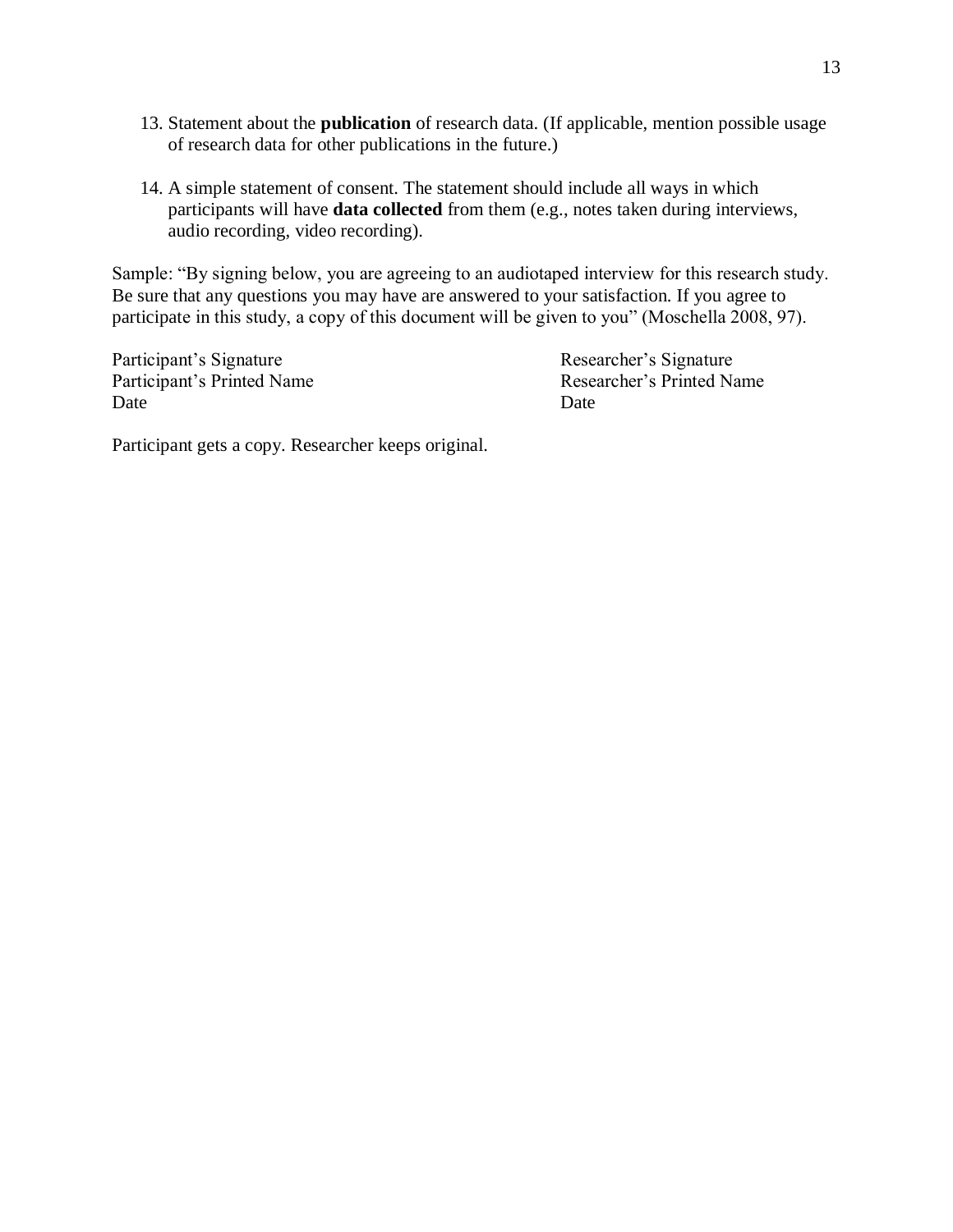13. Statement about the **publication** of research data. (If applicable, mention possible usage of research data for other publications in the future.)

14. A simple statement of consent. The statement should include all ways in which participants will have **data collected** from them (e.g., notes taken during interviews, audio recording, video recording).

Sample: "By signing below, you are agreeing to an audiotaped interview for this research study. Be sure that any questions you may have are answered to your satisfaction. If you agree to participate in this study, a copy of this document will be given to you" (Moschella 2008, 97).

| | |
|---|---|
| Participant's Signature | Researcher's Signature |
| Participant's Printed Name | Researcher's Printed Name |
| Date | Date |

Participant gets a copy. Researcher keeps original.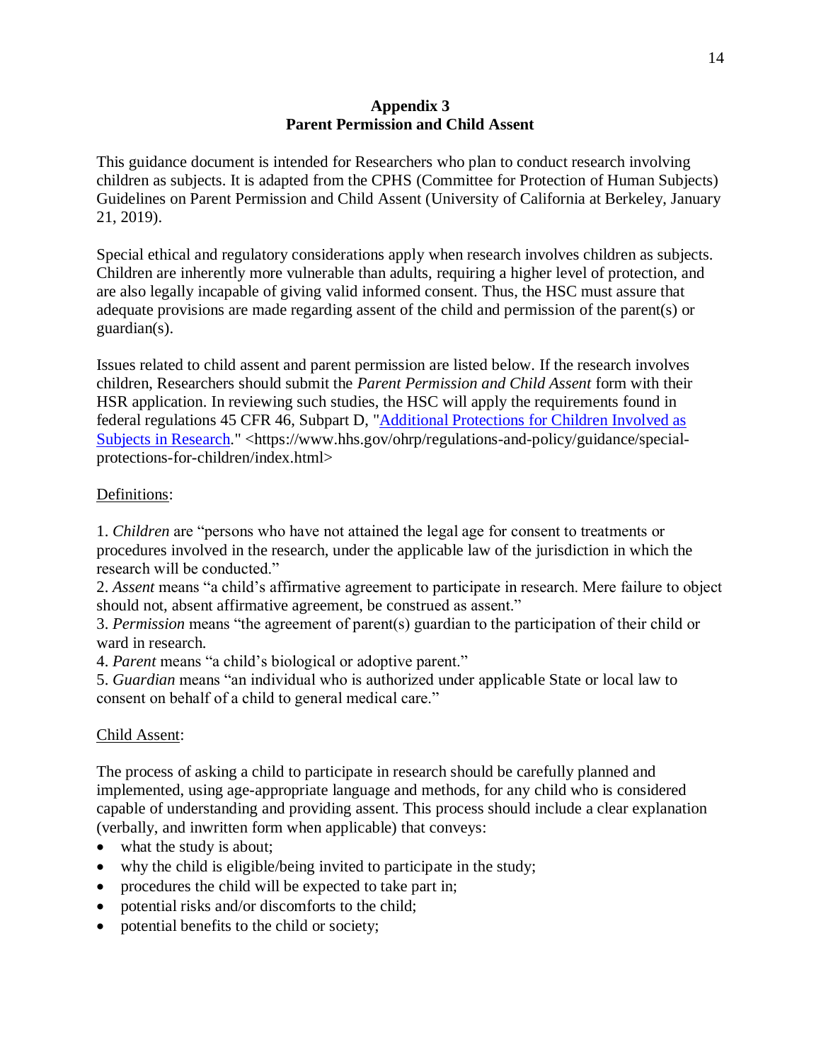**Appendix 3**
**Parent Permission and Child Assent**

This guidance document is intended for Researchers who plan to conduct research involving children as subjects. It is adapted from the CPHS (Committee for Protection of Human Subjects) Guidelines on Parent Permission and Child Assent (University of California at Berkeley, January 21, 2019).

Special ethical and regulatory considerations apply when research involves children as subjects. Children are inherently more vulnerable than adults, requiring a higher level of protection, and are also legally incapable of giving valid informed consent. Thus, the HSC must assure that adequate provisions are made regarding assent of the child and permission of the parent(s) or guardian(s).

Issues related to child assent and parent permission are listed below. If the research involves children, Researchers should submit the *Parent Permission and Child Assent* form with their HSR application. In reviewing such studies, the HSC will apply the requirements found in federal regulations 45 CFR 46, Subpart D, "[Additional Protections for Children Involved as Subjects in Research](https://www.hhs.gov/ohrp/regulations-and-policy/guidance/special-protections-for-children/index.html)." <https://www.hhs.gov/ohrp/regulations-and-policy/guidance/special-protections-for-children/index.html>

Definitions:

1. *Children* are "persons who have not attained the legal age for consent to treatments or procedures involved in the research, under the applicable law of the jurisdiction in which the research will be conducted."
2. *Assent* means "a child's affirmative agreement to participate in research. Mere failure to object should not, absent affirmative agreement, be construed as assent."
3. *Permission* means "the agreement of parent(s) guardian to the participation of their child or ward in research.
4. *Parent* means "a child's biological or adoptive parent."
5. *Guardian* means "an individual who is authorized under applicable State or local law to consent on behalf of a child to general medical care."

Child Assent:

The process of asking a child to participate in research should be carefully planned and implemented, using age-appropriate language and methods, for any child who is considered capable of understanding and providing assent. This process should include a clear explanation (verbally, and inwritten form when applicable) that conveys:

- what the study is about;
- why the child is eligible/being invited to participate in the study;
- procedures the child will be expected to take part in;
- potential risks and/or discomforts to the child;
- potential benefits to the child or society;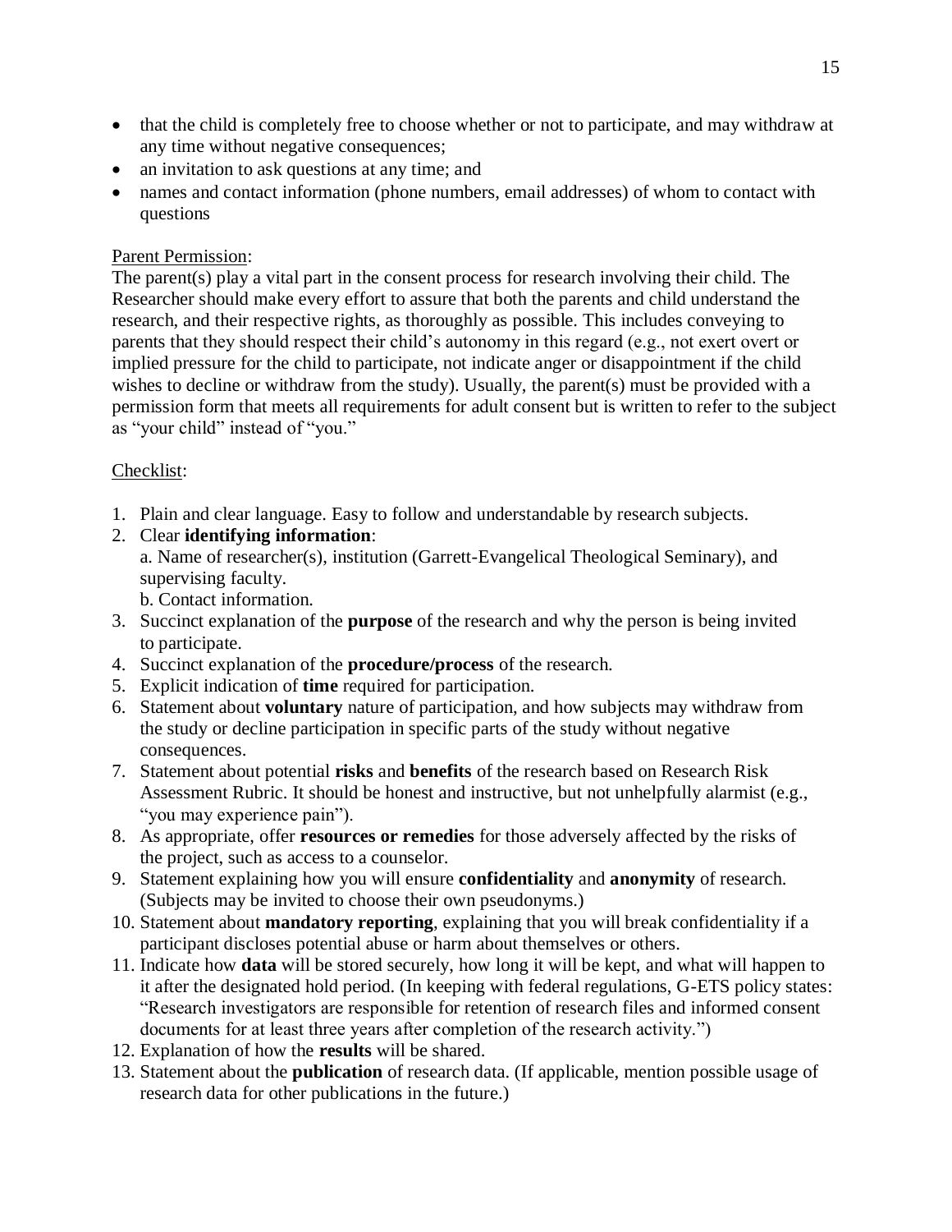- that the child is completely free to choose whether or not to participate, and may withdraw at any time without negative consequences;
- an invitation to ask questions at any time; and
- names and contact information (phone numbers, email addresses) of whom to contact with questions

<u>Parent Permission</u>:

The parent(s) play a vital part in the consent process for research involving their child. The Researcher should make every effort to assure that both the parents and child understand the research, and their respective rights, as thoroughly as possible. This includes conveying to parents that they should respect their child's autonomy in this regard (e.g., not exert overt or implied pressure for the child to participate, not indicate anger or disappointment if the child wishes to decline or withdraw from the study). Usually, the parent(s) must be provided with a permission form that meets all requirements for adult consent but is written to refer to the subject as "your child" instead of "you."

<u>Checklist</u>:

1. Plain and clear language. Easy to follow and understandable by research subjects.
2. Clear **identifying information**:
   a. Name of researcher(s), institution (Garrett-Evangelical Theological Seminary), and supervising faculty.
   b. Contact information.
3. Succinct explanation of the **purpose** of the research and why the person is being invited to participate.
4. Succinct explanation of the **procedure/process** of the research.
5. Explicit indication of **time** required for participation.
6. Statement about **voluntary** nature of participation, and how subjects may withdraw from the study or decline participation in specific parts of the study without negative consequences.
7. Statement about potential **risks** and **benefits** of the research based on Research Risk Assessment Rubric. It should be honest and instructive, but not unhelpfully alarmist (e.g., "you may experience pain").
8. As appropriate, offer **resources or remedies** for those adversely affected by the risks of the project, such as access to a counselor.
9. Statement explaining how you will ensure **confidentiality** and **anonymity** of research. (Subjects may be invited to choose their own pseudonyms.)
10. Statement about **mandatory reporting**, explaining that you will break confidentiality if a participant discloses potential abuse or harm about themselves or others.
11. Indicate how **data** will be stored securely, how long it will be kept, and what will happen to it after the designated hold period. (In keeping with federal regulations, G-ETS policy states: "Research investigators are responsible for retention of research files and informed consent documents for at least three years after completion of the research activity.")
12. Explanation of how the **results** will be shared.
13. Statement about the **publication** of research data. (If applicable, mention possible usage of research data for other publications in the future.)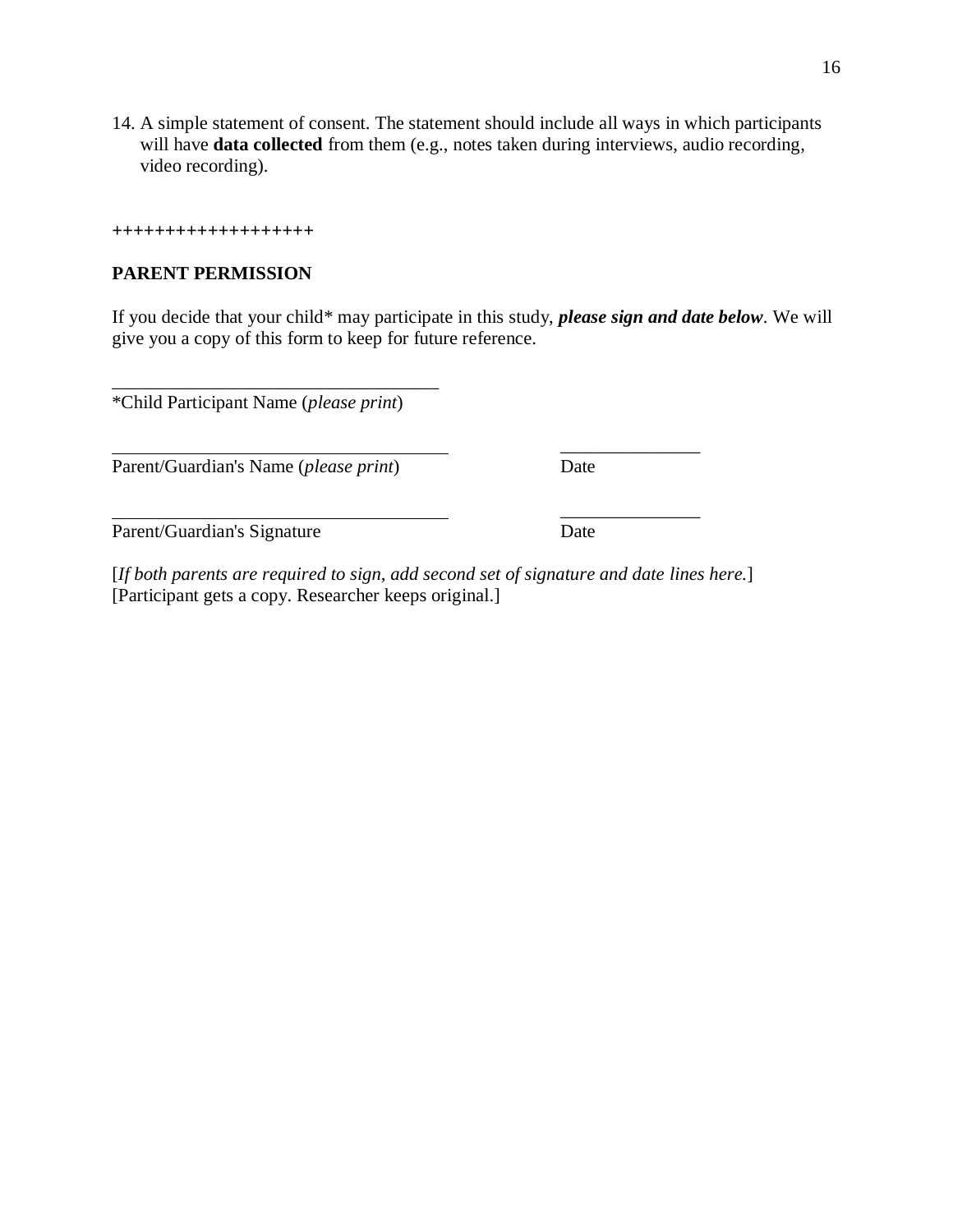14. A simple statement of consent. The statement should include all ways in which participants will have **data collected** from them (e.g., notes taken during interviews, audio recording, video recording).

+++++++++++++++++++

**PARENT PERMISSION**

If you decide that your child* may participate in this study, ***please sign and date below***. We will give you a copy of this form to keep for future reference.

___________________________________
*Child Participant Name (*please print*)

____________________________________ ______________
Parent/Guardian's Name (*please print*) Date

____________________________________ ______________
Parent/Guardian's Signature Date

[*If both parents are required to sign, add second set of signature and date lines here.*]
[Participant gets a copy. Researcher keeps original.]